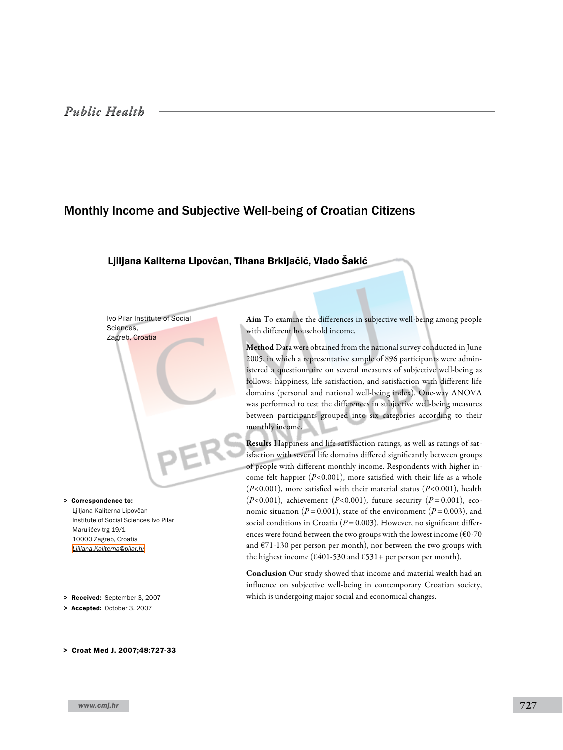Public Health

# Monthly Income and Subjective Well-being of Croatian Citizens

**Ljiljana Kaliterna Lipovčan, Tihana Brkljačić, Vlado Šakić**

Ivo Pilar Institute of Social Sciences, Zagreb, Croatia

**Aim** To examine the differences in subjective well-being among people with different household income.

**Method** Data were obtained from the national survey conducted in June 2005, in which a representative sample of 896 participants were administered a questionnaire on several measures of subjective well-being as follows: happiness, life satisfaction, and satisfaction with different life domains (personal and national well-being index). One-way ANOVA was performed to test the differences in subjective well-being measures between participants grouped into six categories according to their monthly income.

**Results** Happiness and life satisfaction ratings, as well as ratings of satisfaction with several life domains differed significantly between groups of people with different monthly income. Respondents with higher income felt happier ($P<0.001$), more satisfied with their life as a whole ($P<0.001$), more satisfied with their material status ($P<0.001$), health ($P<0.001$), achievement ($P<0.001$), future security ($P=0.001$), economic situation ($P=0.001$), state of the environment ($P=0.003$), and social conditions in Croatia ($P=0.003$). However, no significant differences were found between the two groups with the lowest income (€0-70 and €71-130 per person per month), nor between the two groups with the highest income (€401-530 and €531+ per person per month).

**Conclusion** Our study showed that income and material wealth had an influence on subjective well-being in contemporary Croatian society, which is undergoing major social and economical changes.

> **Correspondence to:**
> Ljiljana Kaliterna Lipovčan
> Institute of Social Sciences Ivo Pilar
> Marulićev trg 19/1
> 10000 Zagreb, Croatia
> Ljiljana.Kaliterna@pilar.hr

> **Received:** September 3, 2007
> **Accepted:** October 3, 2007

> **Croat Med J. 2007;48:727-33**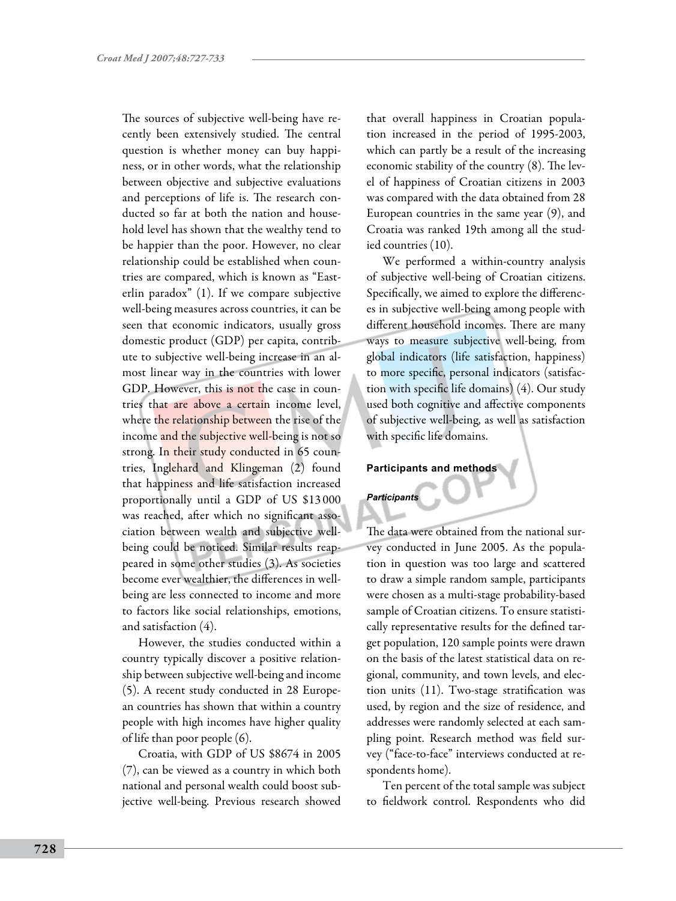The sources of subjective well-being have recently been extensively studied. The central question is whether money can buy happiness, or in other words, what the relationship between objective and subjective evaluations and perceptions of life is. The research conducted so far at both the nation and household level has shown that the wealthy tend to be happier than the poor. However, no clear relationship could be established when countries are compared, which is known as "Easterlin paradox" (1). If we compare subjective well-being measures across countries, it can be seen that economic indicators, usually gross domestic product (GDP) per capita, contribute to subjective well-being increase in an almost linear way in the countries with lower GDP. However, this is not the case in countries that are above a certain income level, where the relationship between the rise of the income and the subjective well-being is not so strong. In their study conducted in 65 countries, Inglehard and Klingeman (2) found that happiness and life satisfaction increased proportionally until a GDP of US $13 000 was reached, after which no significant association between wealth and subjective well-being could be noticed. Similar results reappeared in some other studies (3). As societies become ever wealthier, the differences in well-being are less connected to income and more to factors like social relationships, emotions, and satisfaction (4).

However, the studies conducted within a country typically discover a positive relationship between subjective well-being and income (5). A recent study conducted in 28 European countries has shown that within a country people with high incomes have higher quality of life than poor people (6).

Croatia, with GDP of US $8674 in 2005 (7), can be viewed as a country in which both national and personal wealth could boost subjective well-being. Previous research showed that overall happiness in Croatian population increased in the period of 1995-2003, which can partly be a result of the increasing economic stability of the country (8). The level of happiness of Croatian citizens in 2003 was compared with the data obtained from 28 European countries in the same year (9), and Croatia was ranked 19th among all the studied countries (10).

We performed a within-country analysis of subjective well-being of Croatian citizens. Specifically, we aimed to explore the differences in subjective well-being among people with different household incomes. There are many ways to measure subjective well-being, from global indicators (life satisfaction, happiness) to more specific, personal indicators (satisfaction with specific life domains) (4). Our study used both cognitive and affective components of subjective well-being, as well as satisfaction with specific life domains.

## Participants and methods

### *Participants*

The data were obtained from the national survey conducted in June 2005. As the population in question was too large and scattered to draw a simple random sample, participants were chosen as a multi-stage probability-based sample of Croatian citizens. To ensure statistically representative results for the defined target population, 120 sample points were drawn on the basis of the latest statistical data on regional, community, and town levels, and election units (11). Two-stage stratification was used, by region and the size of residence, and addresses were randomly selected at each sampling point. Research method was field survey ("face-to-face" interviews conducted at respondents home).

Ten percent of the total sample was subject to fieldwork control. Respondents who did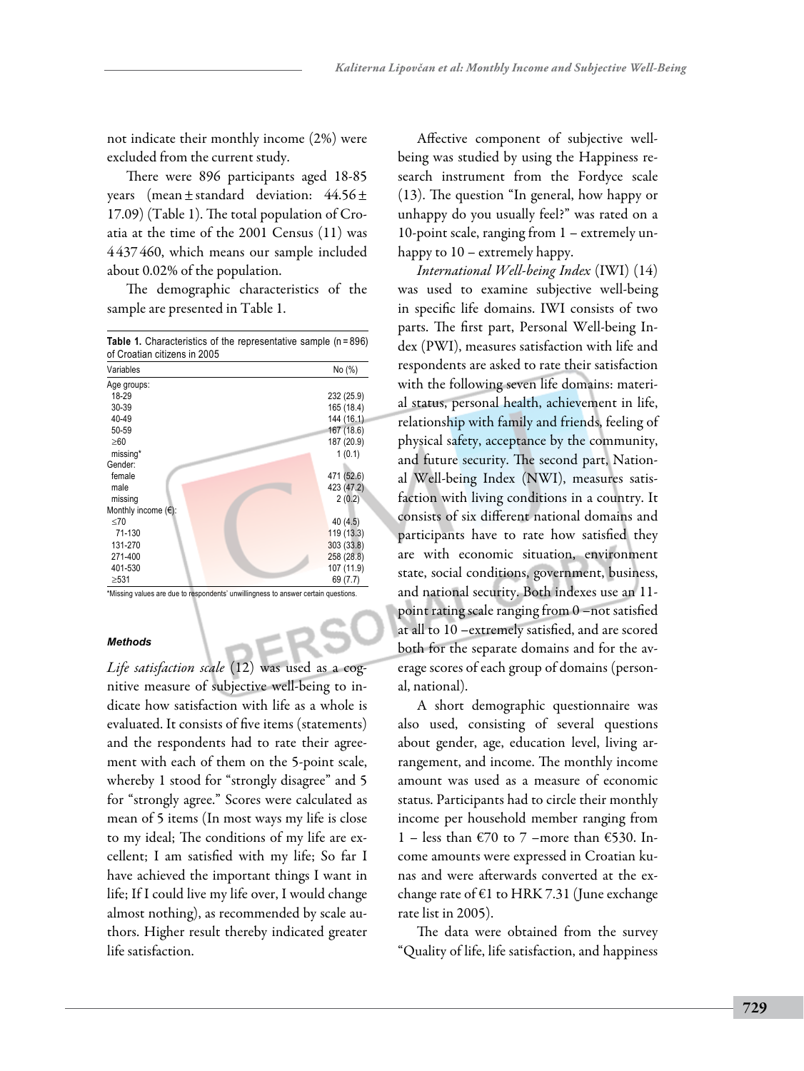not indicate their monthly income (2%) were excluded from the current study.

There were 896 participants aged 18-85 years (mean ± standard deviation: 44.56 ± 17.09) (Table 1). The total population of Croatia at the time of the 2001 Census (11) was 4 437 460, which means our sample included about 0.02% of the population.

The demographic characteristics of the sample are presented in Table 1.

**Table 1.** Characteristics of the representative sample (n = 896) of Croatian citizens in 2005

| Variables | No (%) |
|---|---|
| Age groups: | |
| 18-29 | 232 (25.9) |
| 30-39 | 165 (18.4) |
| 40-49 | 144 (16.1) |
| 50-59 | 167 (18.6) |
| ≥60 | 187 (20.9) |
| missing* | 1 (0.1) |
| Gender: | |
| female | 471 (52.6) |
| male | 423 (47.2) |
| missing | 2 (0.2) |
| Monthly income (€): | |
| ≤70 | 40 (4.5) |
| 71-130 | 119 (13.3) |
| 131-270 | 303 (33.8) |
| 271-400 | 258 (28.8) |
| 401-530 | 107 (11.9) |
| ≥531 | 69 (7.7) |

*Missing values are due to respondents' unwillingness to answer certain questions.

#### Methods

*Life satisfaction scale* (12) was used as a cognitive measure of subjective well-being to indicate how satisfaction with life as a whole is evaluated. It consists of five items (statements) and the respondents had to rate their agreement with each of them on the 5-point scale, whereby 1 stood for "strongly disagree" and 5 for "strongly agree." Scores were calculated as mean of 5 items (In most ways my life is close to my ideal; The conditions of my life are excellent; I am satisfied with my life; So far I have achieved the important things I want in life; If I could live my life over, I would change almost nothing), as recommended by scale authors. Higher result thereby indicated greater life satisfaction.

Affective component of subjective well-being was studied by using the Happiness research instrument from the Fordyce scale (13). The question "In general, how happy or unhappy do you usually feel?" was rated on a 10-point scale, ranging from 1 – extremely unhappy to 10 – extremely happy.

*International Well-being Index* (IWI) (14) was used to examine subjective well-being in specific life domains. IWI consists of two parts. The first part, Personal Well-being Index (PWI), measures satisfaction with life and respondents are asked to rate their satisfaction with the following seven life domains: material status, personal health, achievement in life, relationship with family and friends, feeling of physical safety, acceptance by the community, and future security. The second part, National Well-being Index (NWI), measures satisfaction with living conditions in a country. It consists of six different national domains and participants have to rate how satisfied they are with economic situation, environment state, social conditions, government, business, and national security. Both indexes use an 11-point rating scale ranging from 0 –not satisfied at all to 10 –extremely satisfied, and are scored both for the separate domains and for the average scores of each group of domains (personal, national).

A short demographic questionnaire was also used, consisting of several questions about gender, age, education level, living arrangement, and income. The monthly income amount was used as a measure of economic status. Participants had to circle their monthly income per household member ranging from 1 – less than €70 to 7 –more than €530. Income amounts were expressed in Croatian kunas and were afterwards converted at the exchange rate of €1 to HRK 7.31 (June exchange rate list in 2005).

The data were obtained from the survey "Quality of life, life satisfaction, and happiness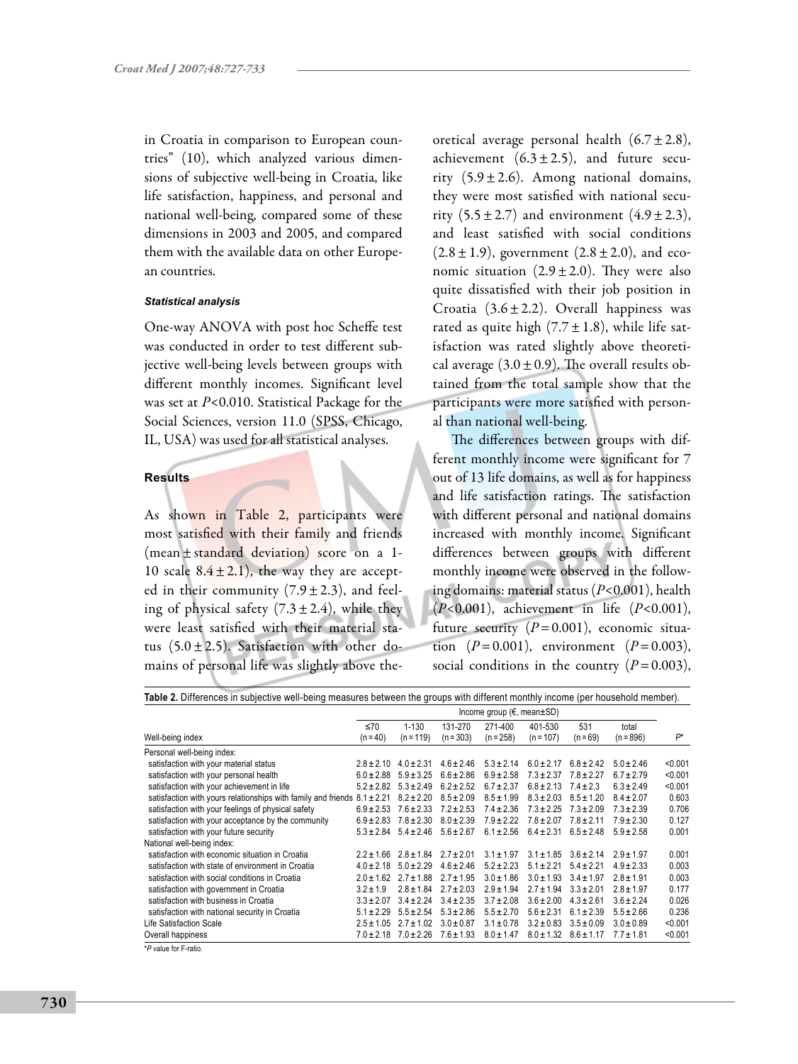in Croatia in comparison to European countries" (10), which analyzed various dimensions of subjective well-being in Croatia, like life satisfaction, happiness, and personal and national well-being, compared some of these dimensions in 2003 and 2005, and compared them with the available data on other European countries.

#### Statistical analysis

One-way ANOVA with post hoc Scheffe test was conducted in order to test different subjective well-being levels between groups with different monthly incomes. Significant level was set at $P<0.010$. Statistical Package for the Social Sciences, version 11.0 (SPSS, Chicago, IL, USA) was used for all statistical analyses.

### Results

As shown in Table 2, participants were most satisfied with their family and friends (mean ± standard deviation) score on a 1-10 scale 8.4 ± 2.1), the way they are accepted in their community (7.9 ± 2.3), and feeling of physical safety (7.3 ± 2.4), while they were least satisfied with their material status (5.0 ± 2.5). Satisfaction with other domains of personal life was slightly above theoretical average personal health (6.7 ± 2.8), achievement (6.3 ± 2.5), and future security (5.9 ± 2.6). Among national domains, they were most satisfied with national security (5.5 ± 2.7) and environment (4.9 ± 2.3), and least satisfied with social conditions (2.8 ± 1.9), government (2.8 ± 2.0), and economic situation (2.9 ± 2.0). They were also quite dissatisfied with their job position in Croatia (3.6 ± 2.2). Overall happiness was rated as quite high (7.7 ± 1.8), while life satisfaction was rated slightly above theoretical average (3.0 ± 0.9). The overall results obtained from the total sample show that the participants were more satisfied with personal than national well-being.

The differences between groups with different monthly income were significant for 7 out of 13 life domains, as well as for happiness and life satisfaction ratings. The satisfaction with different personal and national domains increased with monthly income. Significant differences between groups with different monthly income were observed in the following domains: material status ($P<0.001$), health ($P<0.001$), achievement in life ($P<0.001$), future security ($P=0.001$), economic situation ($P=0.001$), environment ($P=0.003$), social conditions in the country ($P=0.003$),

**Table 2.** Differences in subjective well-being measures between the groups with different monthly income (per household member).

| | Income group (€, mean±SD) | | | | | | | |
|---|---|---|---|---|---|---|---|---|
| Well-being index | ≤70 (n = 40) | 1-130 (n = 119) | 131-270 (n = 303) | 271-400 (n = 258) | 401-530 (n = 107) | 531 (n = 69) | total (n = 896) | P* |
| Personal well-being index: | | | | | | | | |
| satisfaction with your material status | 2.8 ± 2.10 | 4.0 ± 2.31 | 4.6 ± 2.46 | 5.3 ± 2.14 | 6.0 ± 2.17 | 6.8 ± 2.42 | 5.0 ± 2.46 | <0.001 |
| satisfaction with your personal health | 6.0 ± 2.88 | 5.9 ± 3.25 | 6.6 ± 2.86 | 6.9 ± 2.58 | 7.3 ± 2.37 | 7.8 ± 2.27 | 6.7 ± 2.79 | <0.001 |
| satisfaction with your achievement in life | 5.2 ± 2.82 | 5.3 ± 2.49 | 6.2 ± 2.52 | 6.7 ± 2.37 | 6.8 ± 2.13 | 7.4 ± 2.3 | 6.3 ± 2.49 | <0.001 |
| satisfaction with yours relationships with family and friends | 8.1 ± 2.21 | 8.2 ± 2.20 | 8.5 ± 2.09 | 8.5 ± 1.99 | 8.3 ± 2.03 | 8.5 ± 1.20 | 8.4 ± 2.07 | 0.603 |
| satisfaction with your feelings of physical safety | 6.9 ± 2.53 | 7.6 ± 2.33 | 7.2 ± 2.53 | 7.4 ± 2.36 | 7.3 ± 2.25 | 7.3 ± 2.09 | 7.3 ± 2.39 | 0.706 |
| satisfaction with your acceptance by the community | 6.9 ± 2.83 | 7.8 ± 2.30 | 8.0 ± 2.39 | 7.9 ± 2.22 | 7.8 ± 2.07 | 7.8 ± 2.11 | 7.9 ± 2.30 | 0.127 |
| satisfaction with your future security | 5.3 ± 2.84 | 5.4 ± 2.46 | 5.6 ± 2.67 | 6.1 ± 2.56 | 6.4 ± 2.31 | 6.5 ± 2.48 | 5.9 ± 2.58 | 0.001 |
| National well-being index: | | | | | | | | |
| satisfaction with economic situation in Croatia | 2.2 ± 1.66 | 2.8 ± 1.84 | 2.7 ± 2.01 | 3.1 ± 1.97 | 3.1 ± 1.85 | 3.6 ± 2.14 | 2.9 ± 1.97 | 0.001 |
| satisfaction with state of environment in Croatia | 4.0 ± 2.18 | 5.0 ± 2.29 | 4.6 ± 2.46 | 5.2 ± 2.23 | 5.1 ± 2.21 | 5.4 ± 2.21 | 4.9 ± 2.33 | 0.003 |
| satisfaction with social conditions in Croatia | 2.0 ± 1.62 | 2.7 ± 1.88 | 2.7 ± 1.95 | 3.0 ± 1.86 | 3.0 ± 1.93 | 3.4 ± 1.97 | 2.8 ± 1.91 | 0.003 |
| satisfaction with government in Croatia | 3.2 ± 1.9 | 2.8 ± 1.84 | 2.7 ± 2.03 | 2.9 ± 1.94 | 2.7 ± 1.94 | 3.3 ± 2.01 | 2.8 ± 1.97 | 0.177 |
| satisfaction with business in Croatia | 3.3 ± 2.07 | 3.4 ± 2.24 | 3.4 ± 2.35 | 3.7 ± 2.08 | 3.6 ± 2.00 | 4.3 ± 2.61 | 3.6 ± 2.24 | 0.026 |
| satisfaction with national security in Croatia | 5.1 ± 2.29 | 5.5 ± 2.54 | 5.3 ± 2.86 | 5.5 ± 2.70 | 5.6 ± 2.31 | 6.1 ± 2.39 | 5.5 ± 2.66 | 0.236 |
| Life Satisfaction Scale | 2.5 ± 1.05 | 2.7 ± 1.02 | 3.0 ± 0.87 | 3.1 ± 0.78 | 3.2 ± 0.83 | 3.5 ± 0.09 | 3.0 ± 0.89 | <0.001 |
| Overall happiness | 7.0 ± 2.18 | 7.0 ± 2.26 | 7.6 ± 1.93 | 8.0 ± 1.47 | 8.0 ± 1.32 | 8.6 ± 1.17 | 7.7 ± 1.81 | <0.001 |

*P value for F-ratio.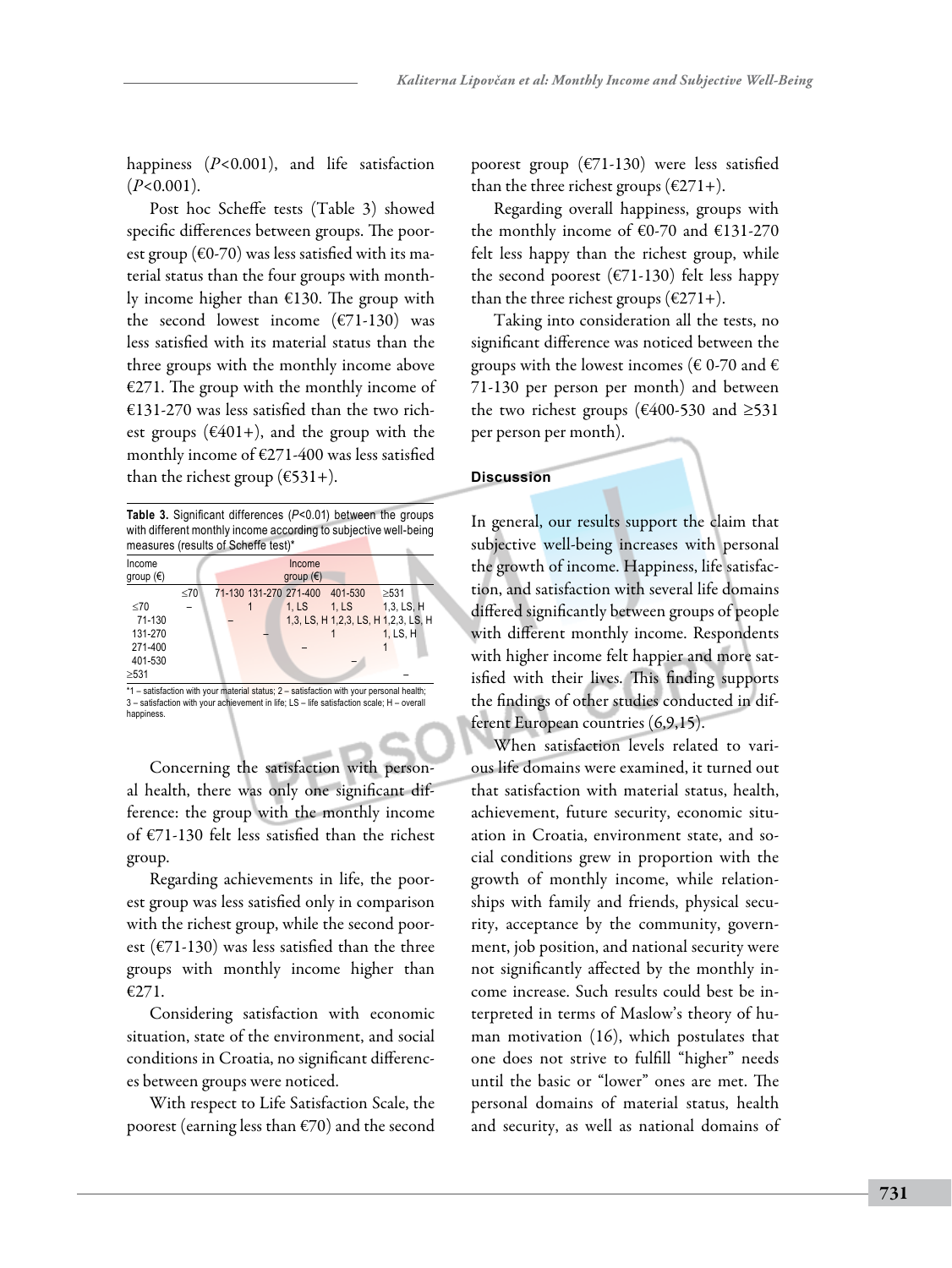happiness ($P$<0.001), and life satisfaction ($P$<0.001).

Post hoc Scheffe tests (Table 3) showed specific differences between groups. The poorest group (€0-70) was less satisfied with its material status than the four groups with monthly income higher than €130. The group with the second lowest income (€71-130) was less satisfied with its material status than the three groups with the monthly income above €271. The group with the monthly income of €131-270 was less satisfied than the two richest groups (€401+), and the group with the monthly income of €271-400 was less satisfied than the richest group (€531+).

**Table 3.** Significant differences ($P$<0.01) between the groups with different monthly income according to subjective well-being measures (results of Scheffe test)*

| Income group (€) | Income group (€) | | | | | |
|---|---|---|---|---|---|---|
| | ≤70 | 71-130 | 131-270 | 271-400 | 401-530 | ≥531 |
| ≤70 | – | | 1 | 1, LS | 1, LS | 1,3, LS, H |
| 71-130 | | – | | 1,3, LS, H | 1,2,3, LS, H | 1,2,3, LS, H |
| 131-270 | | | – | | 1 | 1, LS, H |
| 271-400 | | | | – | | 1 |
| 401-530 | | | | | – | |
| ≥531 | | | | | | – |

*1 – satisfaction with your material status; 2 – satisfaction with your personal health; 3 – satisfaction with your achievement in life; LS – life satisfaction scale; H – overall happiness.

Concerning the satisfaction with personal health, there was only one significant difference: the group with the monthly income of €71-130 felt less satisfied than the richest group.

Regarding achievements in life, the poorest group was less satisfied only in comparison with the richest group, while the second poorest (€71-130) was less satisfied than the three groups with monthly income higher than €271.

Considering satisfaction with economic situation, state of the environment, and social conditions in Croatia, no significant differences between groups were noticed.

With respect to Life Satisfaction Scale, the poorest (earning less than €70) and the second poorest group (€71-130) were less satisfied than the three richest groups (€271+).

Regarding overall happiness, groups with the monthly income of €0-70 and €131-270 felt less happy than the richest group, while the second poorest (€71-130) felt less happy than the three richest groups (€271+).

Taking into consideration all the tests, no significant difference was noticed between the groups with the lowest incomes (€ 0-70 and € 71-130 per person per month) and between the two richest groups (€400-530 and ≥531 per person per month).

## Discussion

In general, our results support the claim that subjective well-being increases with personal the growth of income. Happiness, life satisfaction, and satisfaction with several life domains differed significantly between groups of people with different monthly income. Respondents with higher income felt happier and more satisfied with their lives. This finding supports the findings of other studies conducted in different European countries (6,9,15).

When satisfaction levels related to various life domains were examined, it turned out that satisfaction with material status, health, achievement, future security, economic situation in Croatia, environment state, and social conditions grew in proportion with the growth of monthly income, while relationships with family and friends, physical security, acceptance by the community, government, job position, and national security were not significantly affected by the monthly income increase. Such results could best be interpreted in terms of Maslow's theory of human motivation (16), which postulates that one does not strive to fulfill "higher" needs until the basic or "lower" ones are met. The personal domains of material status, health and security, as well as national domains of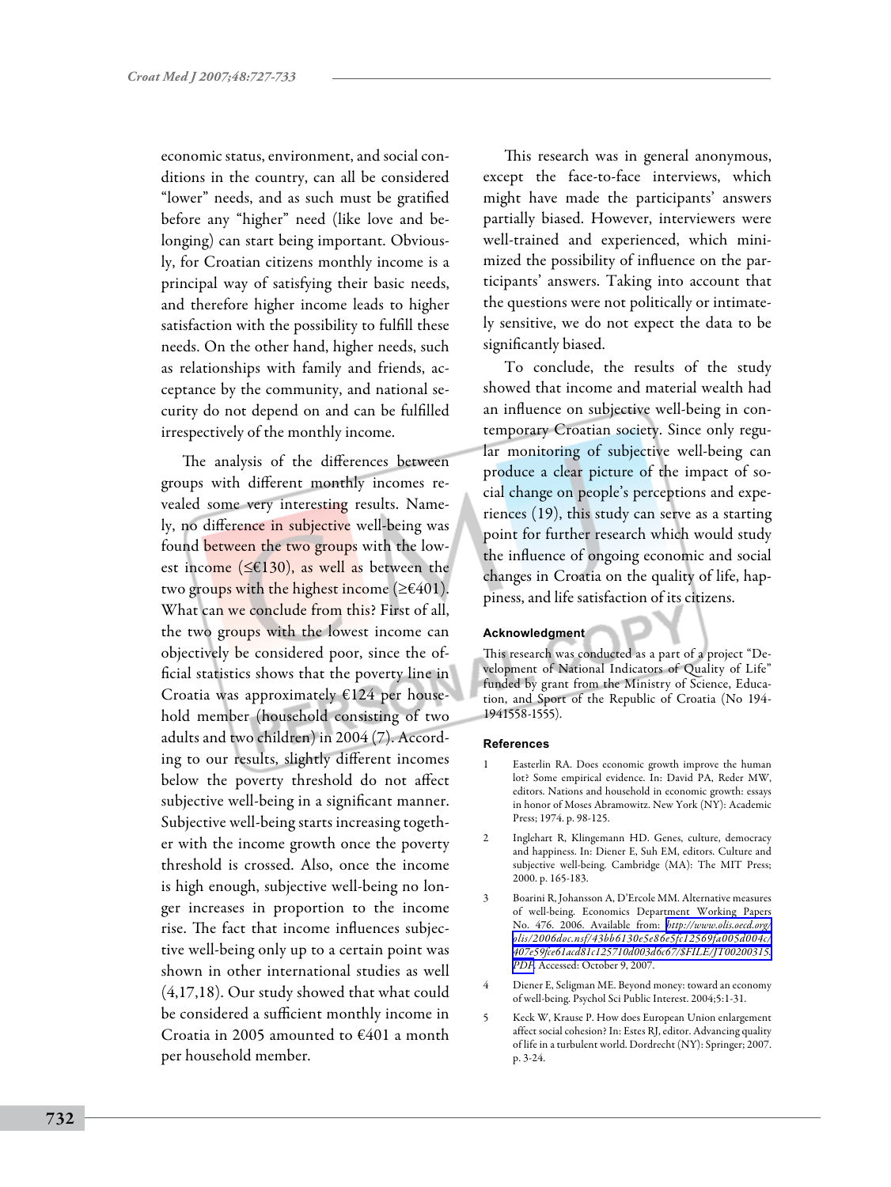economic status, environment, and social conditions in the country, can all be considered "lower" needs, and as such must be gratified before any "higher" need (like love and belonging) can start being important. Obviously, for Croatian citizens monthly income is a principal way of satisfying their basic needs, and therefore higher income leads to higher satisfaction with the possibility to fulfill these needs. On the other hand, higher needs, such as relationships with family and friends, acceptance by the community, and national security do not depend on and can be fulfilled irrespectively of the monthly income.

The analysis of the differences between groups with different monthly incomes revealed some very interesting results. Namely, no difference in subjective well-being was found between the two groups with the lowest income (≤€130), as well as between the two groups with the highest income (≥€401). What can we conclude from this? First of all, the two groups with the lowest income can objectively be considered poor, since the official statistics shows that the poverty line in Croatia was approximately €124 per household member (household consisting of two adults and two children) in 2004 (7). According to our results, slightly different incomes below the poverty threshold do not affect subjective well-being in a significant manner. Subjective well-being starts increasing together with the income growth once the poverty threshold is crossed. Also, once the income is high enough, subjective well-being no longer increases in proportion to the income rise. The fact that income influences subjective well-being only up to a certain point was shown in other international studies as well (4,17,18). Our study showed that what could be considered a sufficient monthly income in Croatia in 2005 amounted to €401 a month per household member.

This research was in general anonymous, except the face-to-face interviews, which might have made the participants' answers partially biased. However, interviewers were well-trained and experienced, which minimized the possibility of influence on the participants' answers. Taking into account that the questions were not politically or intimately sensitive, we do not expect the data to be significantly biased.

To conclude, the results of the study showed that income and material wealth had an influence on subjective well-being in contemporary Croatian society. Since only regular monitoring of subjective well-being can produce a clear picture of the impact of social change on people's perceptions and experiences (19), this study can serve as a starting point for further research which would study the influence of ongoing economic and social changes in Croatia on the quality of life, happiness, and life satisfaction of its citizens.

#### Acknowledgment

This research was conducted as a part of a project "Development of National Indicators of Quality of Life" funded by grant from the Ministry of Science, Education, and Sport of the Republic of Croatia (No 194-1941558-1555).

#### References

1. Easterlin RA. Does economic growth improve the human lot? Some empirical evidence. In: David PA, Reder MW, editors. Nations and household in economic growth: essays in honor of Moses Abramowitz. New York (NY): Academic Press; 1974. p. 98-125.
2. Inglehart R, Klingemann HD. Genes, culture, democracy and happiness. In: Diener E, Suh EM, editors. Culture and subjective well-being. Cambridge (MA): The MIT Press; 2000. p. 165-183.
3. Boarini R, Johansson A, D'Ercole MM. Alternative measures of well-being. Economics Department Working Papers No. 476. 2006. Available from: http://www.olis.oecd.org/olis/2006doc.nsf/43bb6130e5e86e5fc12569fa005d004c/407e59fce61acd81c125710d003d6c67/$FILE/JT00200315.PDF. Accessed: October 9, 2007.
4. Diener E, Seligman ME. Beyond money: toward an economy of well-being. Psychol Sci Public Interest. 2004;5:1-31.
5. Keck W, Krause P. How does European Union enlargement affect social cohesion? In: Estes RJ, editor. Advancing quality of life in a turbulent world. Dordrecht (NY): Springer; 2007. p. 3-24.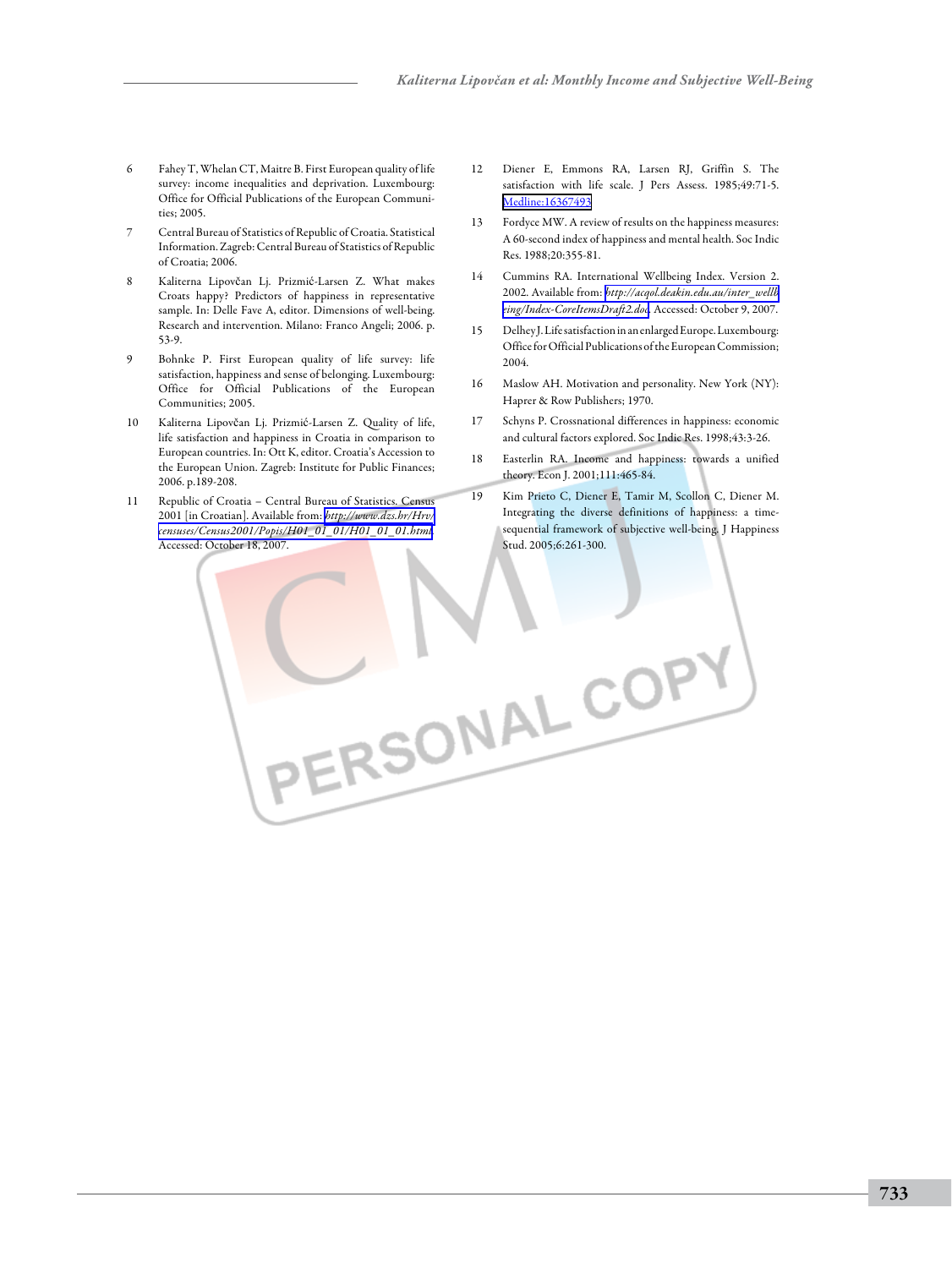6. Fahey T, Whelan CT, Maitre B. First European quality of life survey: income inequalities and deprivation. Luxembourg: Office for Official Publications of the European Communities; 2005.

7. Central Bureau of Statistics of Republic of Croatia. Statistical Information. Zagreb: Central Bureau of Statistics of Republic of Croatia; 2006.

8. Kaliterna Lipovčan Lj. Prizmić-Larsen Z. What makes Croats happy? Predictors of happiness in representative sample. In: Delle Fave A, editor. Dimensions of well-being. Research and intervention. Milano: Franco Angeli; 2006. p. 53-9.

9. Bohnke P. First European quality of life survey: life satisfaction, happiness and sense of belonging. Luxembourg: Office for Official Publications of the European Communities; 2005.

10. Kaliterna Lipovčan Lj. Prizmić-Larsen Z. Quality of life, life satisfaction and happiness in Croatia in comparison to European countries. In: Ott K, editor. Croatia's Accession to the European Union. Zagreb: Institute for Public Finances; 2006. p.189-208.

11. Republic of Croatia – Central Bureau of Statistics. Census 2001 [in Croatian]. Available from: *http://www.dzs.hr/Hrv/censuses/Census2001/Popis/H01_01_01/H01_01_01.html*. Accessed: October 18, 2007.

12. Diener E, Emmons RA, Larsen RJ, Griffin S. The satisfaction with life scale. J Pers Assess. 1985;49:71-5. Medline:16367493

13. Fordyce MW. A review of results on the happiness measures: A 60-second index of happiness and mental health. Soc Indic Res. 1988;20:355-81.

14. Cummins RA. International Wellbeing Index. Version 2. 2002. Available from: *http://acqol.deakin.edu.au/inter_wellbeing/Index-CoreItemsDraft2.doc*. Accessed: October 9, 2007.

15. Delhey J. Life satisfaction in an enlarged Europe. Luxembourg: Office for Official Publications of the European Commission; 2004.

16. Maslow AH. Motivation and personality. New York (NY): Haprer & Row Publishers; 1970.

17. Schyns P. Crossnational differences in happiness: economic and cultural factors explored. Soc Indic Res. 1998;43:3-26.

18. Easterlin RA. Income and happiness: towards a unified theory. Econ J. 2001;111:465-84.

19. Kim Prieto C, Diener E, Tamir M, Scollon C, Diener M. Integrating the diverse definitions of happiness: a time-sequential framework of subjective well-being. J Happiness Stud. 2005;6:261-300.